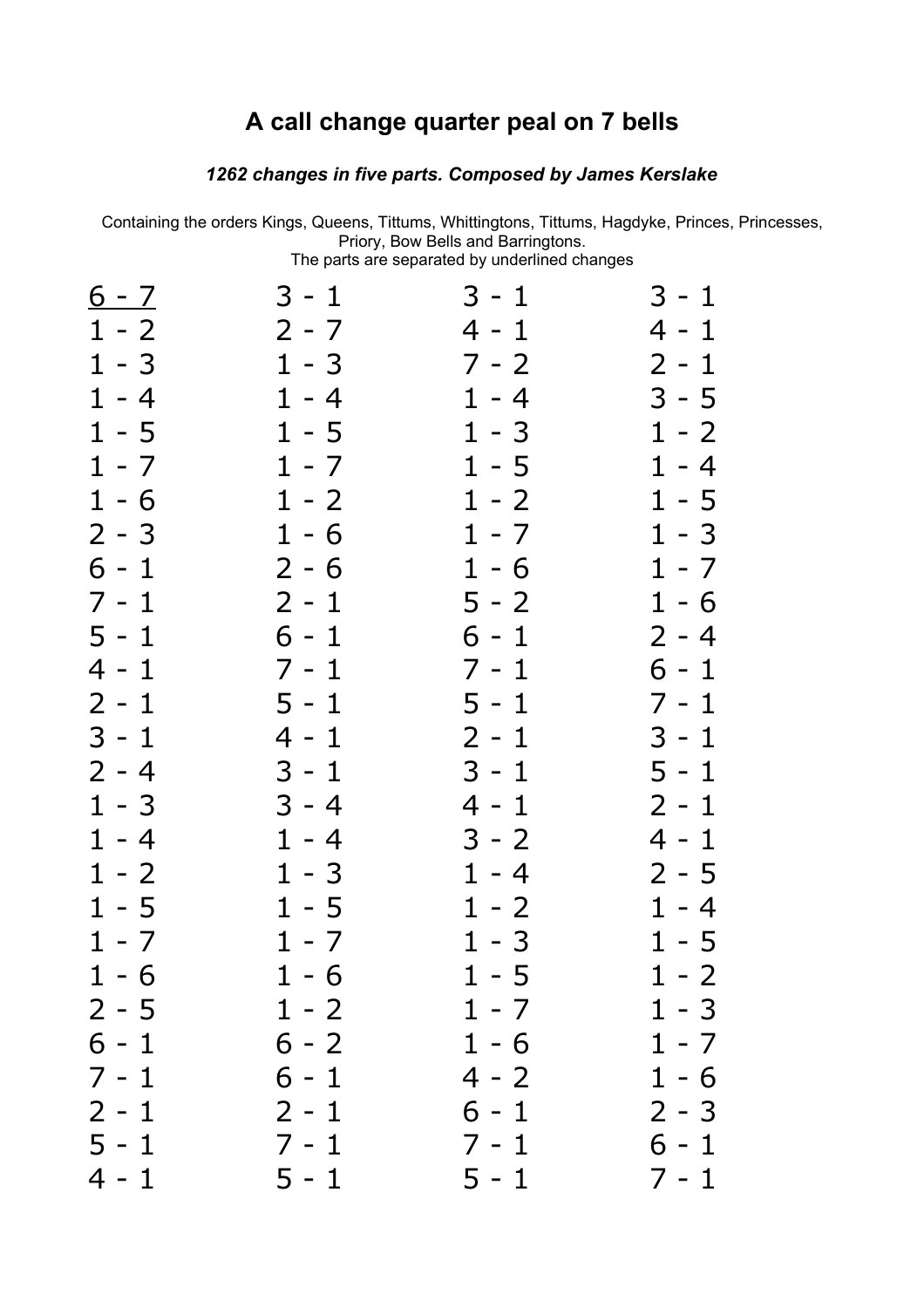# A call change quarter peal on 7 bells

***1262 changes in five parts. Composed by James Kerslake***

Containing the orders Kings, Queens, Tittums, Whittingtons, Tittums, Hagdyke, Princes, Princesses, Priory, Bow Bells and Barringtons.
The parts are separated by underlined changes

<u>6 - 7</u>
1 - 2
1 - 3
1 - 4
1 - 5
1 - 7
1 - 6
2 - 3
6 - 1
7 - 1
5 - 1
4 - 1
2 - 1
3 - 1
2 - 4
1 - 3
1 - 4
1 - 2
1 - 5
1 - 7
1 - 6
2 - 5
6 - 1
7 - 1
2 - 1
5 - 1
4 - 1
3 - 1
2 - 7
1 - 3
1 - 4
1 - 5
1 - 7
1 - 2
1 - 6
2 - 6
2 - 1
6 - 1
7 - 1
5 - 1
4 - 1
3 - 1
3 - 4
1 - 4
1 - 3
1 - 5
1 - 7
1 - 6
1 - 2
6 - 2
6 - 1
2 - 1
7 - 1
5 - 1
3 - 1
4 - 1
7 - 2
1 - 4
1 - 3
1 - 5
1 - 2
1 - 7
1 - 6
5 - 2
6 - 1
7 - 1
5 - 1
2 - 1
3 - 1
4 - 1
3 - 2
1 - 4
1 - 2
1 - 3
1 - 5
1 - 7
1 - 6
4 - 2
6 - 1
7 - 1
5 - 1
3 - 1
4 - 1
2 - 1
3 - 5
1 - 2
1 - 4
1 - 5
1 - 3
1 - 7
1 - 6
2 - 4
6 - 1
7 - 1
3 - 1
5 - 1
2 - 1
4 - 1
2 - 5
1 - 4
1 - 5
1 - 2
1 - 3
1 - 7
1 - 6
2 - 3
6 - 1
7 - 1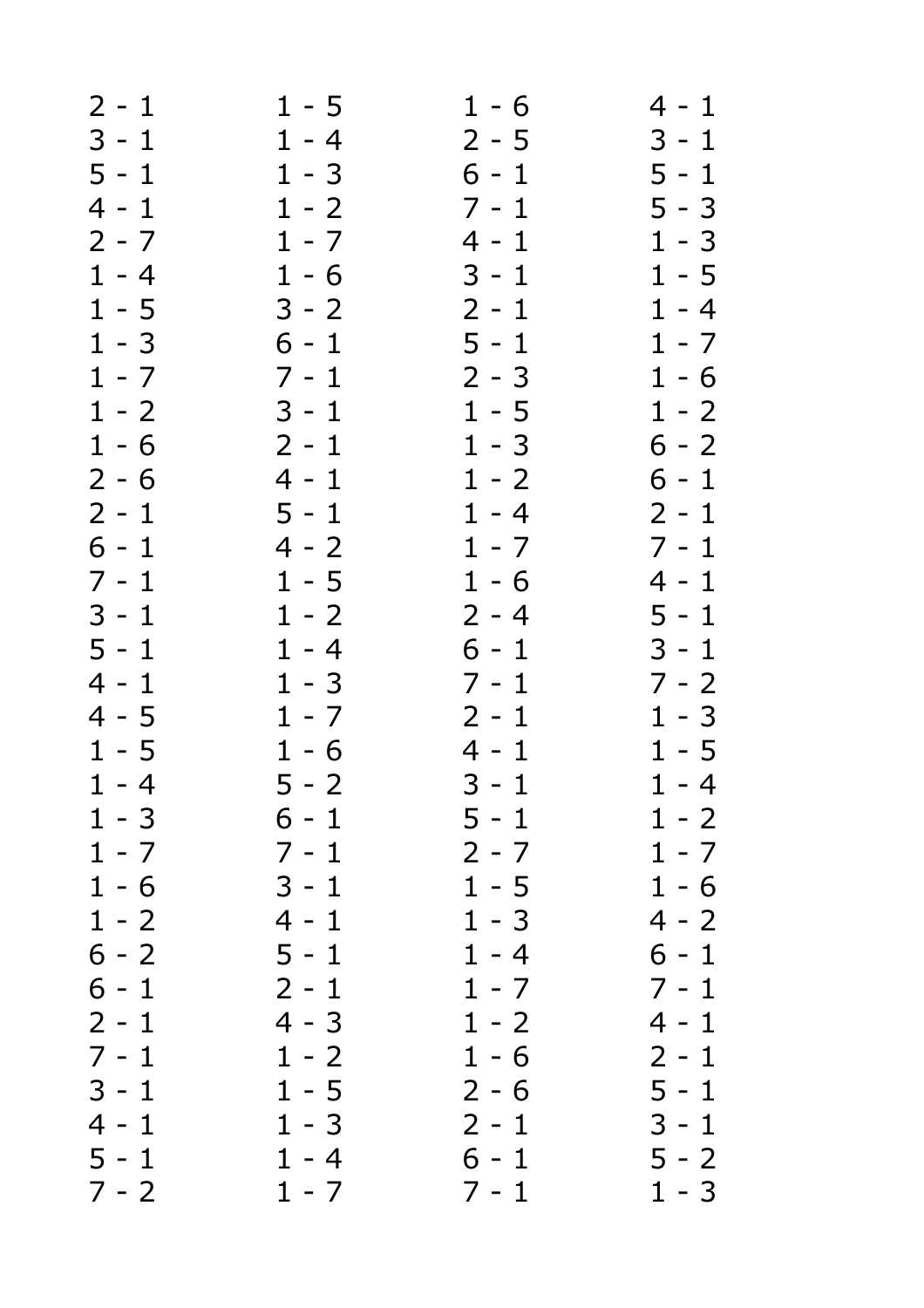2 - 1
3 - 1
5 - 1
4 - 1
2 - 7
1 - 4
1 - 5
1 - 3
1 - 7
1 - 2
1 - 6
2 - 6
2 - 1
6 - 1
7 - 1
3 - 1
5 - 1
4 - 1
4 - 5
1 - 5
1 - 4
1 - 3
1 - 7
1 - 6
1 - 2
6 - 2
6 - 1
2 - 1
7 - 1
3 - 1
4 - 1
5 - 1
7 - 2

1 - 5
1 - 4
1 - 3
1 - 2
1 - 7
1 - 6
3 - 2
6 - 1
7 - 1
3 - 1
2 - 1
4 - 1
5 - 1
4 - 2
1 - 5
1 - 2
1 - 4
1 - 3
1 - 7
1 - 6
5 - 2
6 - 1
7 - 1
3 - 1
4 - 1
5 - 1
2 - 1
4 - 3
1 - 2
1 - 5
1 - 3
1 - 4
1 - 7

1 - 6
2 - 5
6 - 1
7 - 1
4 - 1
3 - 1
2 - 1
5 - 1
2 - 3
1 - 5
1 - 3
1 - 2
1 - 4
1 - 7
1 - 6
2 - 4
6 - 1
7 - 1
2 - 1
4 - 1
3 - 1
5 - 1
2 - 7
1 - 5
1 - 3
1 - 4
1 - 7
1 - 2
1 - 6
2 - 6
2 - 1
6 - 1
7 - 1

4 - 1
3 - 1
5 - 1
5 - 3
1 - 3
1 - 5
1 - 4
1 - 7
1 - 6
1 - 2
6 - 2
6 - 1
2 - 1
7 - 1
4 - 1
5 - 1
3 - 1
7 - 2
1 - 3
1 - 5
1 - 4
1 - 2
1 - 7
1 - 6
4 - 2
6 - 1
7 - 1
4 - 1
2 - 1
5 - 1
3 - 1
5 - 2
1 - 3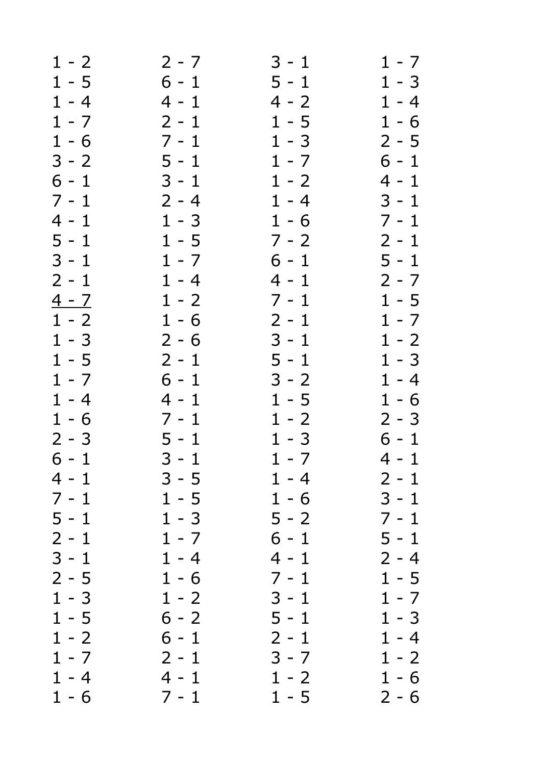1 - 2  
1 - 5  
1 - 4  
1 - 7  
1 - 6  
3 - 2  
6 - 1  
7 - 1  
4 - 1  
5 - 1  
3 - 1  
2 - 1  
<u>4 - 7</u>  
1 - 2  
1 - 3  
1 - 5  
1 - 7  
1 - 4  
1 - 6  
2 - 3  
6 - 1  
4 - 1  
7 - 1  
5 - 1  
2 - 1  
3 - 1  
2 - 5  
1 - 3  
1 - 5  
1 - 2  
1 - 7  
1 - 4  
1 - 6

2 - 7  
6 - 1  
4 - 1  
2 - 1  
7 - 1  
5 - 1  
3 - 1  
2 - 4  
1 - 3  
1 - 5  
1 - 7  
1 - 4  
1 - 2  
1 - 6  
2 - 6  
2 - 1  
6 - 1  
4 - 1  
7 - 1  
5 - 1  
3 - 1  
3 - 5  
1 - 5  
1 - 3  
1 - 7  
1 - 4  
1 - 6  
1 - 2  
6 - 2  
6 - 1  
2 - 1  
4 - 1  
7 - 1

3 - 1  
5 - 1  
4 - 2  
1 - 5  
1 - 3  
1 - 7  
1 - 2  
1 - 4  
1 - 6  
7 - 2  
6 - 1  
4 - 1  
7 - 1  
2 - 1  
3 - 1  
5 - 1  
3 - 2  
1 - 5  
1 - 2  
1 - 3  
1 - 7  
1 - 4  
1 - 6  
5 - 2  
6 - 1  
4 - 1  
7 - 1  
3 - 1  
5 - 1  
2 - 1  
3 - 7  
1 - 2  
1 - 5

1 - 7  
1 - 3  
1 - 4  
1 - 6  
2 - 5  
6 - 1  
4 - 1  
3 - 1  
7 - 1  
2 - 1  
5 - 1  
2 - 7  
1 - 5  
1 - 7  
1 - 2  
1 - 3  
1 - 4  
1 - 6  
2 - 3  
6 - 1  
4 - 1  
2 - 1  
3 - 1  
7 - 1  
5 - 1  
2 - 4  
1 - 5  
1 - 7  
1 - 3  
1 - 4  
1 - 2  
1 - 6  
2 - 6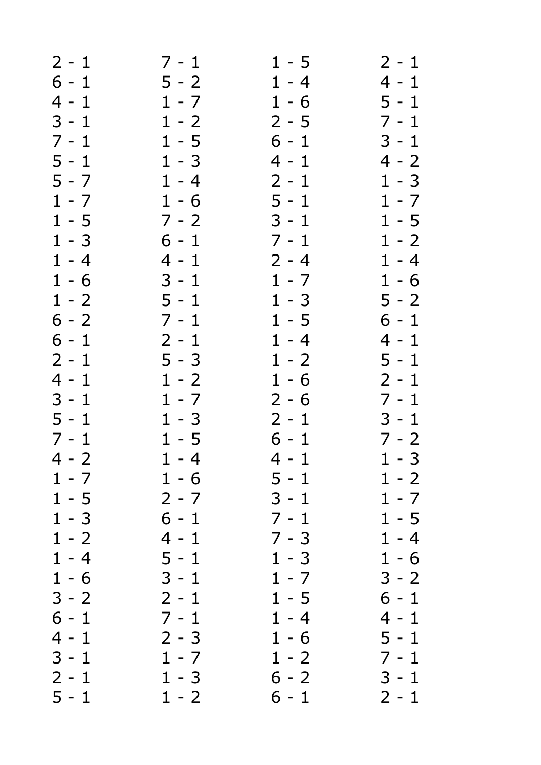2 - 1
6 - 1
4 - 1
3 - 1
7 - 1
5 - 1
5 - 7
1 - 7
1 - 5
1 - 3
1 - 4
1 - 6
1 - 2
6 - 2
6 - 1
2 - 1
4 - 1
3 - 1
5 - 1
7 - 1
4 - 2
1 - 7
1 - 5
1 - 3
1 - 2
1 - 4
1 - 6
3 - 2
6 - 1
4 - 1
3 - 1
2 - 1
5 - 1

7 - 1
5 - 2
1 - 7
1 - 2
1 - 5
1 - 3
1 - 4
1 - 6
7 - 2
6 - 1
4 - 1
3 - 1
5 - 1
7 - 1
2 - 1
5 - 3
1 - 2
1 - 7
1 - 3
1 - 5
1 - 4
1 - 6
2 - 7
6 - 1
4 - 1
5 - 1
3 - 1
2 - 1
7 - 1
2 - 3
1 - 7
1 - 3
1 - 2

1 - 5
1 - 4
1 - 6
2 - 5
6 - 1
4 - 1
2 - 1
5 - 1
3 - 1
7 - 1
2 - 4
1 - 7
1 - 3
1 - 5
1 - 4
1 - 2
1 - 6
2 - 6
2 - 1
6 - 1
4 - 1
5 - 1
3 - 1
7 - 1
7 - 3
1 - 3
1 - 7
1 - 5
1 - 4
1 - 6
1 - 2
6 - 2
6 - 1

2 - 1
4 - 1
5 - 1
7 - 1
3 - 1
4 - 2
1 - 3
1 - 7
1 - 5
1 - 2
1 - 4
1 - 6
5 - 2
6 - 1
4 - 1
5 - 1
2 - 1
7 - 1
3 - 1
7 - 2
1 - 3
1 - 2
1 - 7
1 - 5
1 - 4
1 - 6
3 - 2
6 - 1
4 - 1
5 - 1
7 - 1
3 - 1
2 - 1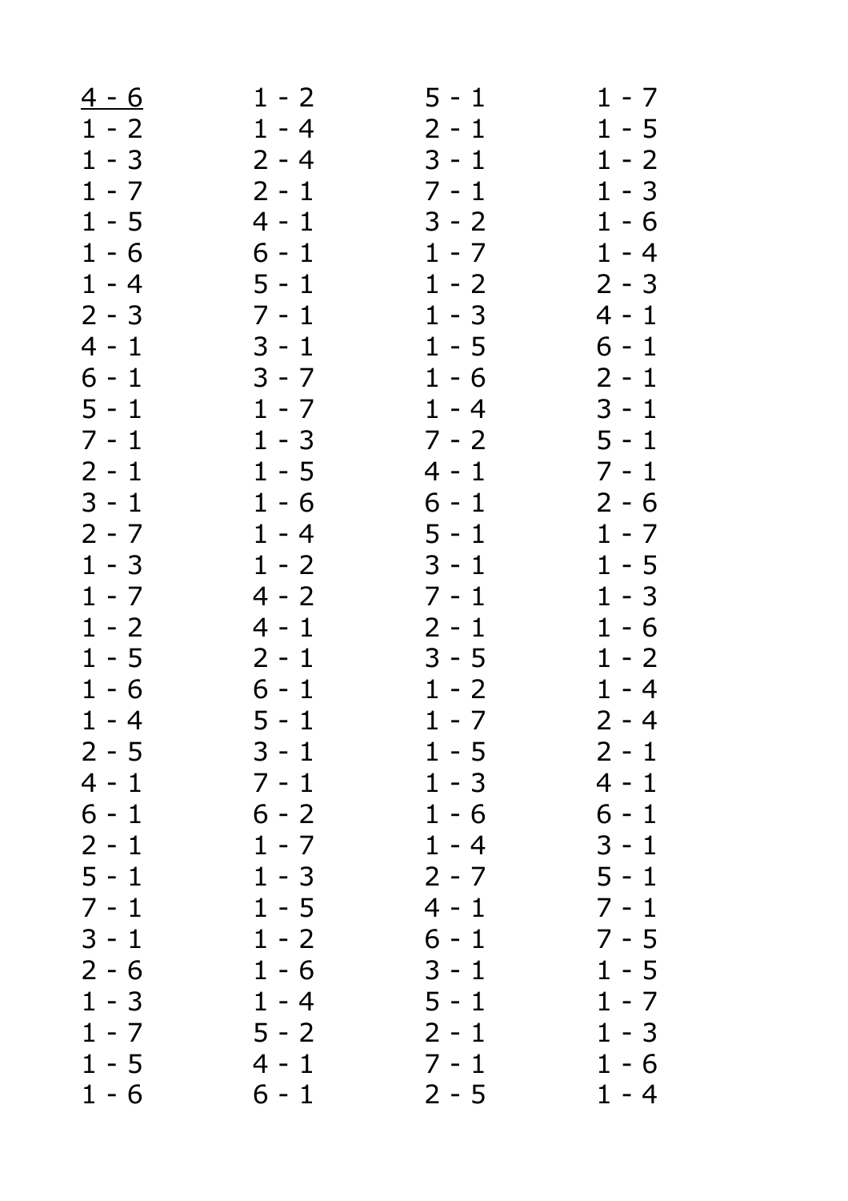<u>4 - 6</u>
1 - 2
1 - 3
1 - 7
1 - 5
1 - 6
1 - 4
2 - 3
4 - 1
6 - 1
5 - 1
7 - 1
2 - 1
3 - 1
2 - 7
1 - 3
1 - 7
1 - 2
1 - 5
1 - 6
1 - 4
2 - 5
4 - 1
6 - 1
2 - 1
5 - 1
7 - 1
3 - 1
2 - 6
1 - 3
1 - 7
1 - 5
1 - 6

1 - 2
1 - 4
2 - 4
2 - 1
4 - 1
6 - 1
5 - 1
7 - 1
3 - 1
3 - 7
1 - 7
1 - 3
1 - 5
1 - 6
1 - 4
1 - 2
4 - 2
4 - 1
2 - 1
6 - 1
5 - 1
3 - 1
7 - 1
6 - 2
1 - 7
1 - 3
1 - 5
1 - 2
1 - 6
1 - 4
5 - 2
4 - 1
6 - 1

5 - 1
2 - 1
3 - 1
7 - 1
3 - 2
1 - 7
1 - 2
1 - 3
1 - 5
1 - 6
1 - 4
7 - 2
4 - 1
6 - 1
5 - 1
3 - 1
7 - 1
2 - 1
3 - 5
1 - 2
1 - 7
1 - 5
1 - 3
1 - 6
1 - 4
2 - 7
4 - 1
6 - 1
3 - 1
5 - 1
2 - 1
7 - 1
2 - 5

1 - 7
1 - 5
1 - 2
1 - 3
1 - 6
1 - 4
2 - 3
4 - 1
6 - 1
2 - 1
3 - 1
5 - 1
7 - 1
2 - 6
1 - 7
1 - 5
1 - 3
1 - 6
1 - 2
1 - 4
2 - 4
2 - 1
4 - 1
6 - 1
3 - 1
5 - 1
7 - 1
7 - 5
1 - 5
1 - 7
1 - 3
1 - 6
1 - 4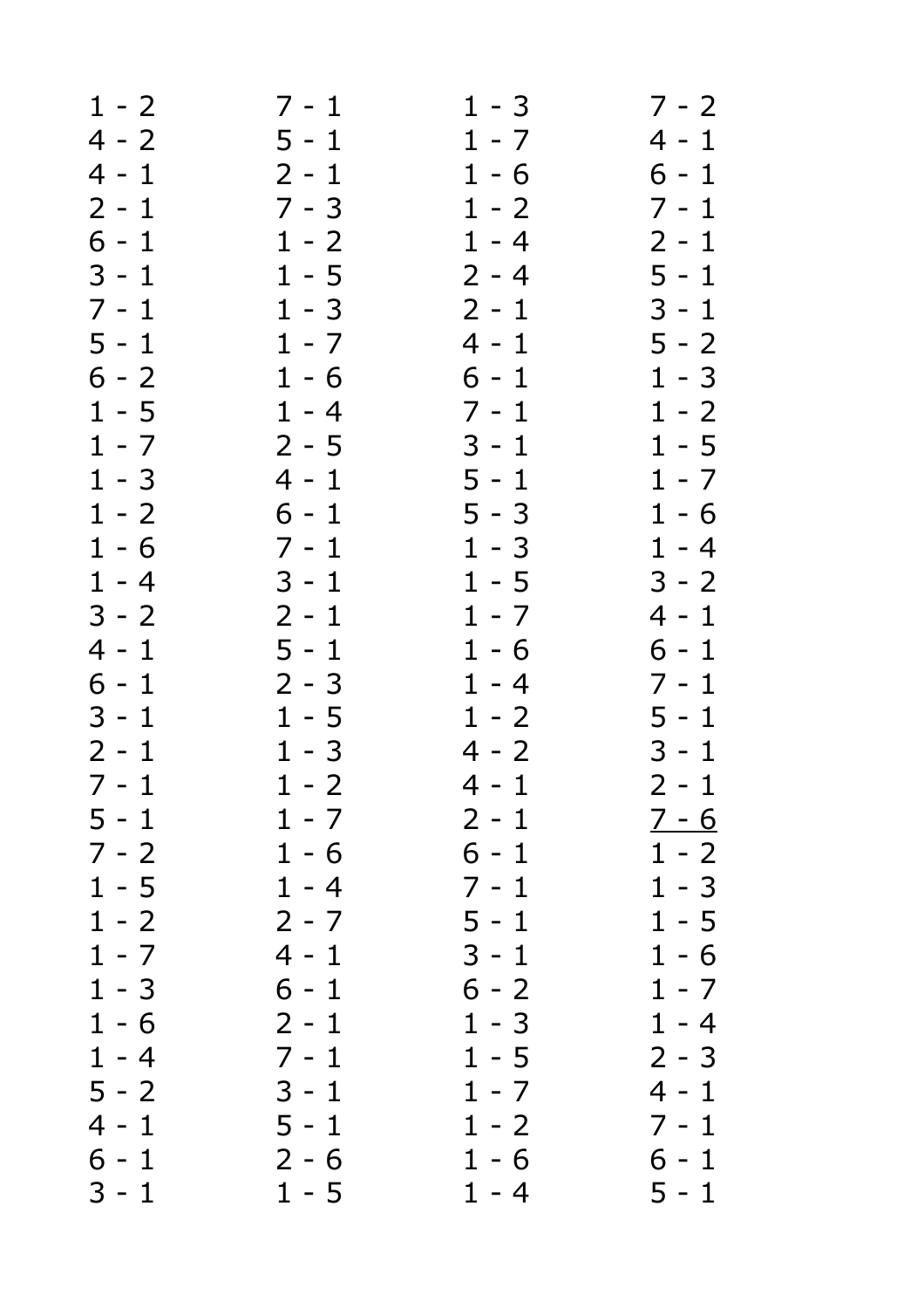1 - 2
4 - 2
4 - 1
2 - 1
6 - 1
3 - 1
7 - 1
5 - 1
6 - 2
1 - 5
1 - 7
1 - 3
1 - 2
1 - 6
1 - 4
3 - 2
4 - 1
6 - 1
3 - 1
2 - 1
7 - 1
5 - 1
7 - 2
1 - 5
1 - 2
1 - 7
1 - 3
1 - 6
1 - 4
5 - 2
4 - 1
6 - 1
3 - 1

7 - 1
5 - 1
2 - 1
7 - 3
1 - 2
1 - 5
1 - 3
1 - 7
1 - 6
1 - 4
2 - 5
4 - 1
6 - 1
7 - 1
3 - 1
2 - 1
5 - 1
2 - 3
1 - 5
1 - 3
1 - 2
1 - 7
1 - 6
1 - 4
2 - 7
4 - 1
6 - 1
2 - 1
7 - 1
3 - 1
5 - 1
2 - 6
1 - 5

1 - 3
1 - 7
1 - 6
1 - 2
1 - 4
2 - 4
2 - 1
4 - 1
6 - 1
7 - 1
3 - 1
5 - 1
5 - 3
1 - 3
1 - 5
1 - 7
1 - 6
1 - 4
1 - 2
4 - 2
4 - 1
2 - 1
6 - 1
7 - 1
5 - 1
3 - 1
6 - 2
1 - 3
1 - 5
1 - 7
1 - 2
1 - 6
1 - 4

7 - 2
4 - 1
6 - 1
7 - 1
2 - 1
5 - 1
3 - 1
5 - 2
1 - 3
1 - 2
1 - 5
1 - 7
1 - 6
1 - 4
3 - 2
4 - 1
6 - 1
7 - 1
5 - 1
3 - 1
2 - 1
7 - 6
1 - 2
1 - 3
1 - 5
1 - 6
1 - 7
1 - 4
2 - 3
4 - 1
7 - 1
6 - 1
5 - 1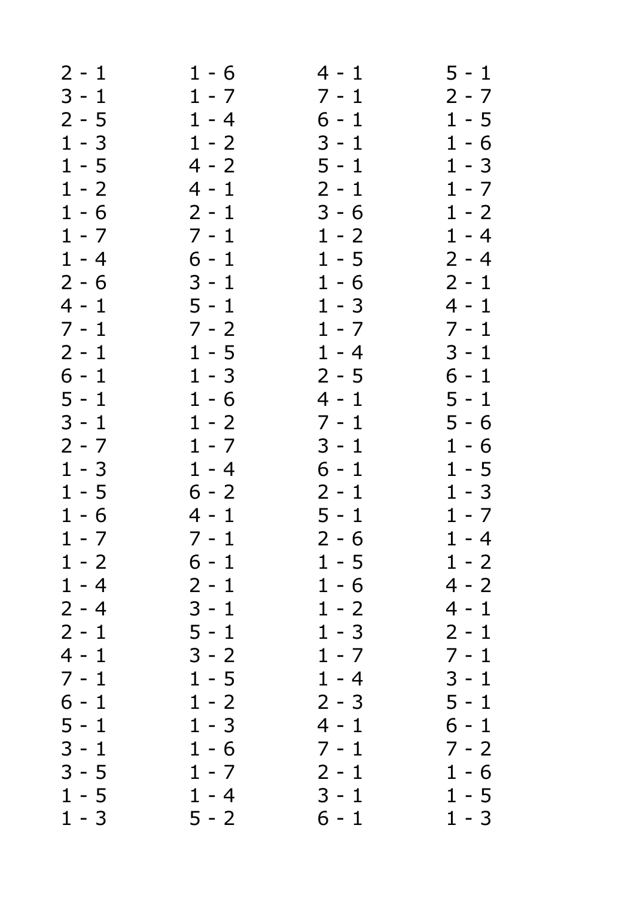2 - 1
3 - 1
2 - 5
1 - 3
1 - 5
1 - 2
1 - 6
1 - 7
1 - 4
2 - 6
4 - 1
7 - 1
2 - 1
6 - 1
5 - 1
3 - 1
2 - 7
1 - 3
1 - 5
1 - 6
1 - 7
1 - 2
1 - 4
2 - 4
2 - 1
4 - 1
7 - 1
6 - 1
5 - 1
3 - 1
3 - 5
1 - 5
1 - 3

1 - 6
1 - 7
1 - 4
1 - 2
4 - 2
4 - 1
2 - 1
7 - 1
6 - 1
3 - 1
5 - 1
7 - 2
1 - 5
1 - 3
1 - 6
1 - 2
1 - 7
1 - 4
6 - 2
4 - 1
7 - 1
6 - 1
2 - 1
3 - 1
5 - 1
3 - 2
1 - 5
1 - 2
1 - 3
1 - 6
1 - 7
1 - 4
5 - 2

4 - 1
7 - 1
6 - 1
3 - 1
5 - 1
2 - 1
3 - 6
1 - 2
1 - 5
1 - 6
1 - 3
1 - 7
1 - 4
2 - 5
4 - 1
7 - 1
3 - 1
6 - 1
2 - 1
5 - 1
2 - 6
1 - 5
1 - 6
1 - 2
1 - 3
1 - 7
1 - 4
2 - 3
4 - 1
7 - 1
2 - 1
3 - 1
6 - 1

5 - 1
2 - 7
1 - 5
1 - 6
1 - 3
1 - 7
1 - 2
1 - 4
2 - 4
2 - 1
4 - 1
7 - 1
3 - 1
6 - 1
5 - 1
5 - 6
1 - 6
1 - 5
1 - 3
1 - 7
1 - 4
1 - 2
4 - 2
4 - 1
2 - 1
7 - 1
3 - 1
5 - 1
6 - 1
7 - 2
1 - 6
1 - 5
1 - 3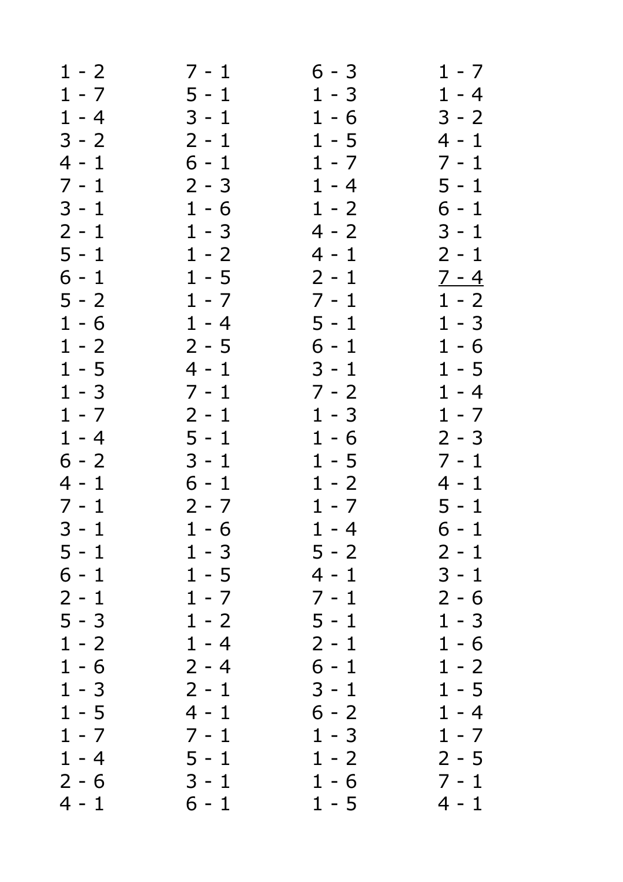1 - 2
1 - 7
1 - 4
3 - 2
4 - 1
7 - 1
3 - 1
2 - 1
5 - 1
6 - 1
5 - 2
1 - 6
1 - 2
1 - 5
1 - 3
1 - 7
1 - 4
6 - 2
4 - 1
7 - 1
3 - 1
5 - 1
6 - 1
2 - 1
5 - 3
1 - 2
1 - 6
1 - 3
1 - 5
1 - 7
1 - 4
2 - 6
4 - 1

7 - 1
5 - 1
3 - 1
2 - 1
6 - 1
2 - 3
1 - 6
1 - 3
1 - 2
1 - 5
1 - 7
1 - 4
2 - 5
4 - 1
7 - 1
2 - 1
5 - 1
3 - 1
6 - 1
2 - 7
1 - 6
1 - 3
1 - 5
1 - 7
1 - 2
1 - 4
2 - 4
2 - 1
4 - 1
7 - 1
5 - 1
3 - 1
6 - 1

6 - 3
1 - 3
1 - 6
1 - 5
1 - 7
1 - 4
1 - 2
4 - 2
4 - 1
2 - 1
7 - 1
5 - 1
6 - 1
3 - 1
7 - 2
1 - 3
1 - 6
1 - 5
1 - 2
1 - 7
1 - 4
5 - 2
4 - 1
7 - 1
5 - 1
2 - 1
6 - 1
3 - 1
6 - 2
1 - 3
1 - 2
1 - 6
1 - 5

1 - 7
1 - 4
3 - 2
4 - 1
7 - 1
5 - 1
6 - 1
3 - 1
2 - 1
<u>7 - 4</u>
1 - 2
1 - 3
1 - 6
1 - 5
1 - 4
1 - 7
2 - 3
7 - 1
4 - 1
5 - 1
6 - 1
2 - 1
3 - 1
2 - 6
1 - 3
1 - 6
1 - 2
1 - 5
1 - 4
1 - 7
2 - 5
7 - 1
4 - 1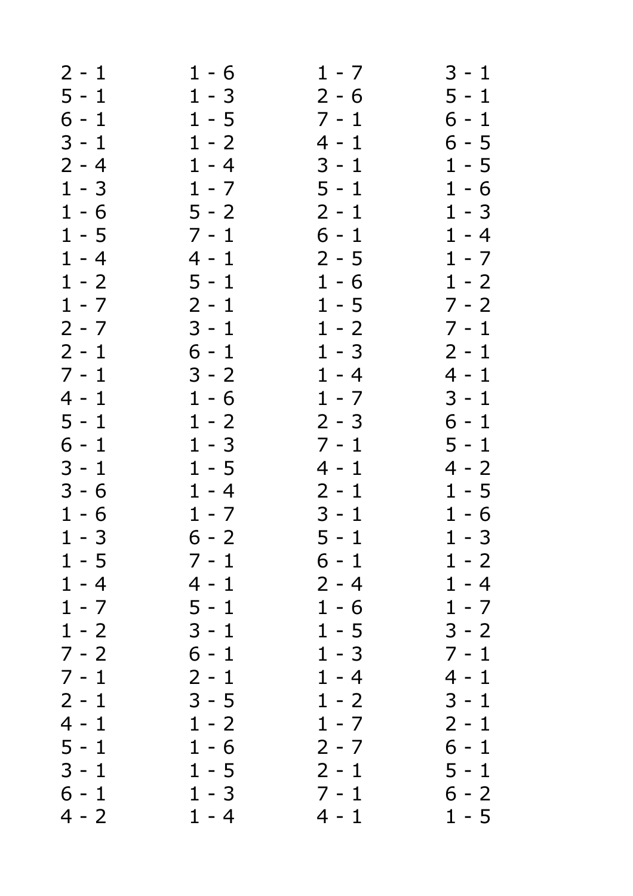2 - 1
5 - 1
6 - 1
3 - 1
2 - 4
1 - 3
1 - 6
1 - 5
1 - 4
1 - 2
1 - 7
2 - 7
2 - 1
7 - 1
4 - 1
5 - 1
6 - 1
3 - 1
3 - 6
1 - 6
1 - 3
1 - 5
1 - 4
1 - 7
1 - 2
7 - 2
7 - 1
2 - 1
4 - 1
5 - 1
3 - 1
6 - 1
4 - 2

1 - 6
1 - 3
1 - 5
1 - 2
1 - 4
1 - 7
5 - 2
7 - 1
4 - 1
5 - 1
2 - 1
3 - 1
6 - 1
3 - 2
1 - 6
1 - 2
1 - 3
1 - 5
1 - 4
1 - 7
6 - 2
7 - 1
4 - 1
5 - 1
3 - 1
6 - 1
2 - 1
3 - 5
1 - 2
1 - 6
1 - 5
1 - 3
1 - 4

1 - 7
2 - 6
7 - 1
4 - 1
3 - 1
5 - 1
2 - 1
6 - 1
2 - 5
1 - 6
1 - 5
1 - 2
1 - 3
1 - 4
1 - 7
2 - 3
7 - 1
4 - 1
2 - 1
3 - 1
5 - 1
6 - 1
2 - 4
1 - 6
1 - 5
1 - 3
1 - 4
1 - 2
1 - 7
2 - 7
2 - 1
7 - 1
4 - 1

3 - 1
5 - 1
6 - 1
6 - 5
1 - 5
1 - 6
1 - 3
1 - 4
1 - 7
1 - 2
7 - 2
7 - 1
2 - 1
4 - 1
3 - 1
6 - 1
5 - 1
4 - 2
1 - 5
1 - 6
1 - 3
1 - 2
1 - 4
1 - 7
3 - 2
7 - 1
4 - 1
3 - 1
2 - 1
6 - 1
5 - 1
6 - 2
1 - 5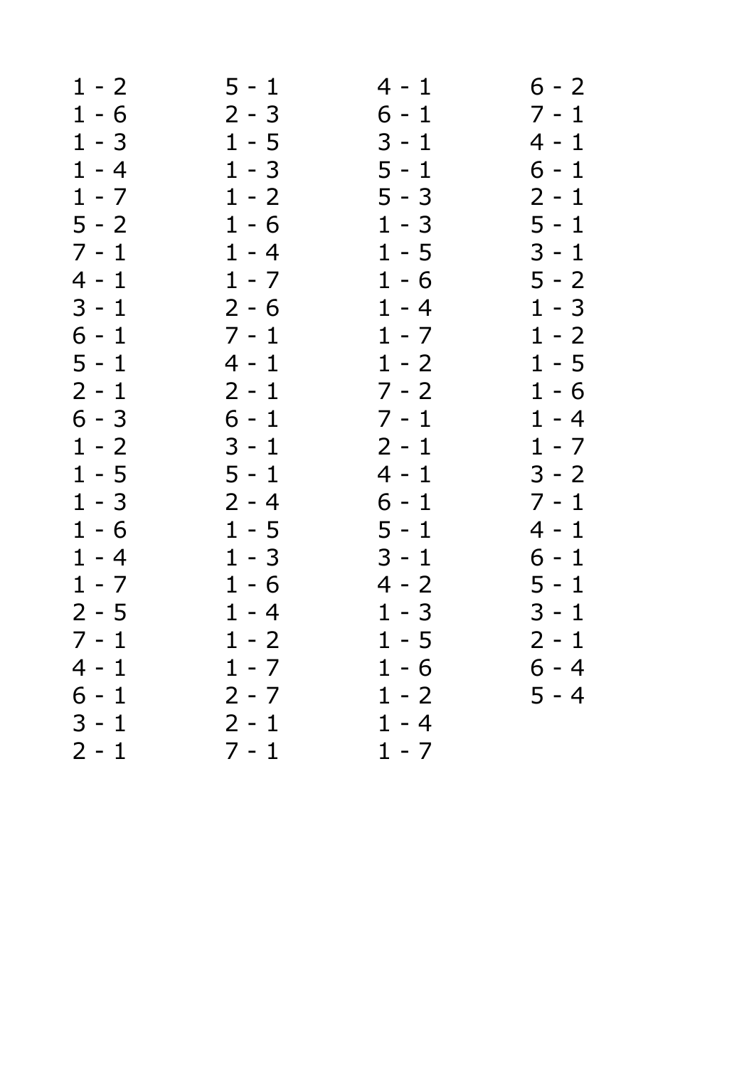1 - 2
1 - 6
1 - 3
1 - 4
1 - 7
5 - 2
7 - 1
4 - 1
3 - 1
6 - 1
5 - 1
2 - 1
6 - 3
1 - 2
1 - 5
1 - 3
1 - 6
1 - 4
1 - 7
2 - 5
7 - 1
4 - 1
6 - 1
3 - 1
2 - 1

5 - 1
2 - 3
1 - 5
1 - 3
1 - 2
1 - 6
1 - 4
1 - 7
2 - 6
7 - 1
4 - 1
2 - 1
6 - 1
3 - 1
5 - 1
2 - 4
1 - 5
1 - 3
1 - 6
1 - 4
1 - 2
1 - 7
2 - 7
2 - 1
7 - 1

4 - 1
6 - 1
3 - 1
5 - 1
5 - 3
1 - 3
1 - 5
1 - 6
1 - 4
1 - 7
1 - 2
7 - 2
7 - 1
2 - 1
4 - 1
6 - 1
5 - 1
3 - 1
4 - 2
1 - 3
1 - 5
1 - 6
1 - 2
1 - 4
1 - 7

6 - 2
7 - 1
4 - 1
6 - 1
2 - 1
5 - 1
3 - 1
5 - 2
1 - 3
1 - 2
1 - 5
1 - 6
1 - 4
1 - 7
3 - 2
7 - 1
4 - 1
6 - 1
5 - 1
3 - 1
2 - 1
6 - 4
5 - 4